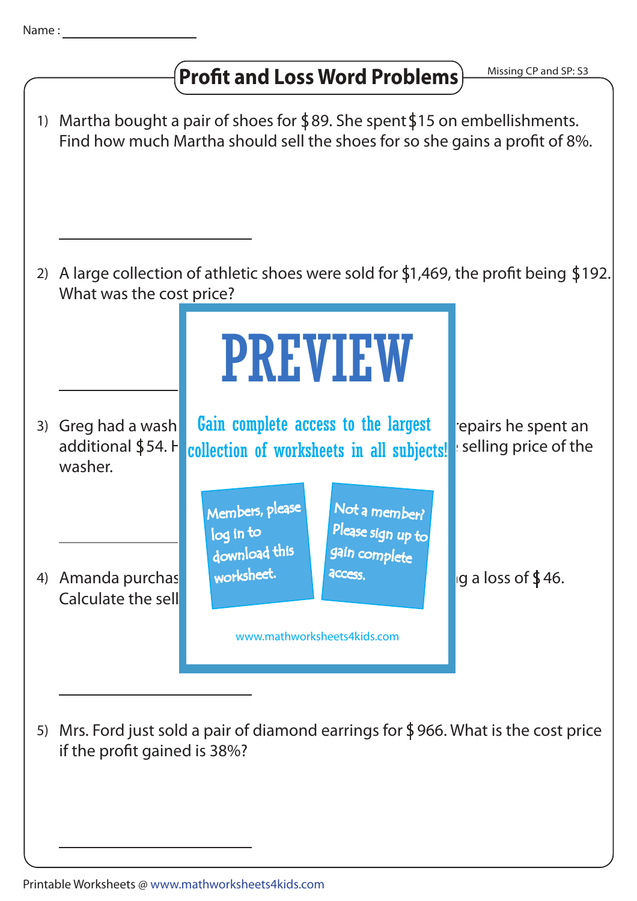Name : ________________

# Profit and Loss Word Problems

Missing CP and SP: S3

1) Martha bought a pair of shoes for $89. She spent $15 on embellishments. Find how much Martha should sell the shoes for so she gains a profit of 8%.

________________

2) A large collection of athletic shoes were sold for $1,469, the profit being $192. What was the cost price?

________________

3) Greg had a wash ... repairs he spent an additional $54. H ... selling price of the washer.

________________

4) Amanda purchas ... g a loss of $46. Calculate the sell

________________

PREVIEW

Gain complete access to the largest collection of worksheets in all subjects!

Members, please log in to download this worksheet.

Not a member? Please sign up to gain complete access.

www.mathworksheets4kids.com

5) Mrs. Ford just sold a pair of diamond earrings for $966. What is the cost price if the profit gained is 38%?

________________

Printable Worksheets @ www.mathworksheets4kids.com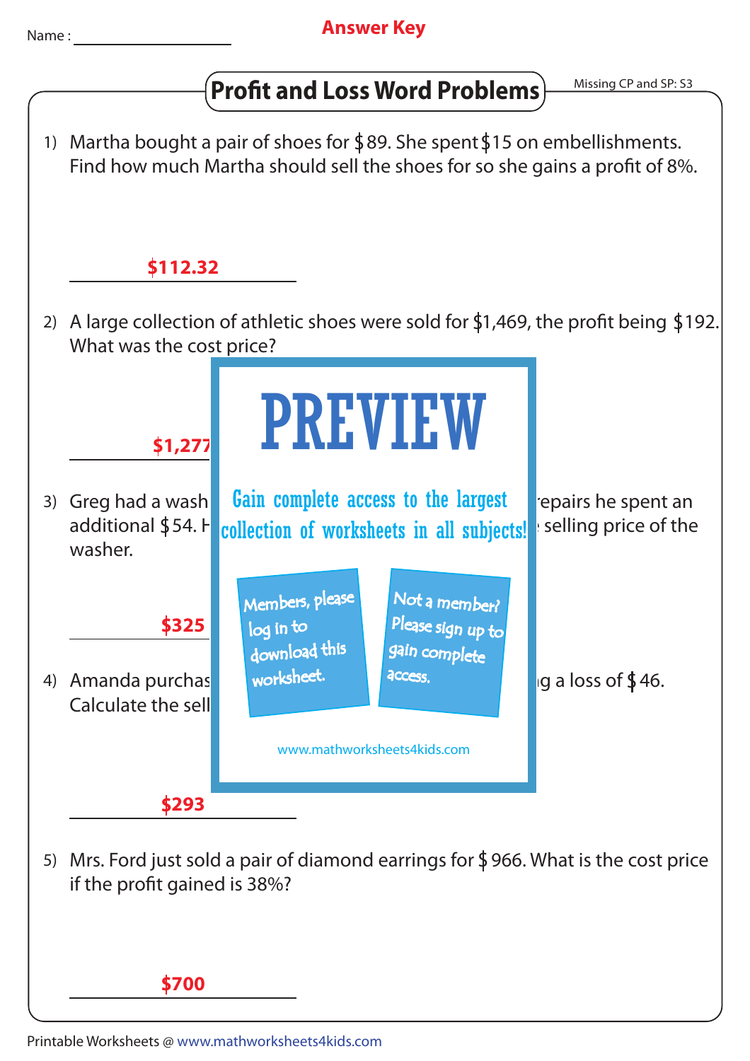Name : ________________

**Answer Key**

# Profit and Loss Word Problems

Missing CP and SP: S3

1) Martha bought a pair of shoes for \$89. She spent \$15 on embellishments. Find how much Martha should sell the shoes for so she gains a profit of 8%.

**\$112.32**

2) A large collection of athletic shoes were sold for \$1,469, the profit being \$192. What was the cost price?

**\$1,277**

3) Greg had a wash... repairs he spent an additional \$54. H... selling price of the washer.

**\$325**

4) Amanda purchas... g a loss of \$46. Calculate the sell...

**\$293**

PREVIEW

Gain complete access to the largest collection of worksheets in all subjects!

Members, please log in to download this worksheet.

Not a member? Please sign up to gain complete access.

www.mathworksheets4kids.com

5) Mrs. Ford just sold a pair of diamond earrings for \$966. What is the cost price if the profit gained is 38%?

**\$700**

Printable Worksheets @ www.mathworksheets4kids.com